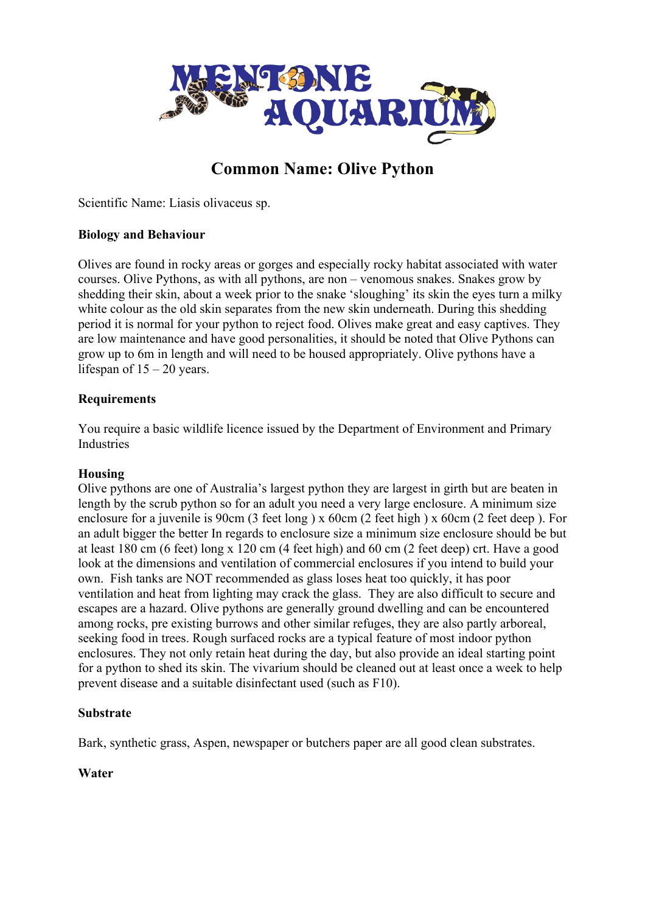# Common Name: Olive Python

Scientific Name: Liasis olivaceus sp.

**Biology and Behaviour**

Olives are found in rocky areas or gorges and especially rocky habitat associated with water courses. Olive Pythons, as with all pythons, are non – venomous snakes. Snakes grow by shedding their skin, about a week prior to the snake 'sloughing' its skin the eyes turn a milky white colour as the old skin separates from the new skin underneath. During this shedding period it is normal for your python to reject food. Olives make great and easy captives. They are low maintenance and have good personalities, it should be noted that Olive Pythons can grow up to 6m in length and will need to be housed appropriately. Olive pythons have a lifespan of 15 – 20 years.

**Requirements**

You require a basic wildlife licence issued by the Department of Environment and Primary Industries

**Housing**

Olive pythons are one of Australia's largest python they are largest in girth but are beaten in length by the scrub python so for an adult you need a very large enclosure. A minimum size enclosure for a juvenile is 90cm (3 feet long ) x 60cm (2 feet high ) x 60cm (2 feet deep ). For an adult bigger the better In regards to enclosure size a minimum size enclosure should be but at least 180 cm (6 feet) long x 120 cm (4 feet high) and 60 cm (2 feet deep) crt. Have a good look at the dimensions and ventilation of commercial enclosures if you intend to build your own. Fish tanks are NOT recommended as glass loses heat too quickly, it has poor ventilation and heat from lighting may crack the glass. They are also difficult to secure and escapes are a hazard. Olive pythons are generally ground dwelling and can be encountered among rocks, pre existing burrows and other similar refuges, they are also partly arboreal, seeking food in trees. Rough surfaced rocks are a typical feature of most indoor python enclosures. They not only retain heat during the day, but also provide an ideal starting point for a python to shed its skin. The vivarium should be cleaned out at least once a week to help prevent disease and a suitable disinfectant used (such as F10).

**Substrate**

Bark, synthetic grass, Aspen, newspaper or butchers paper are all good clean substrates.

**Water**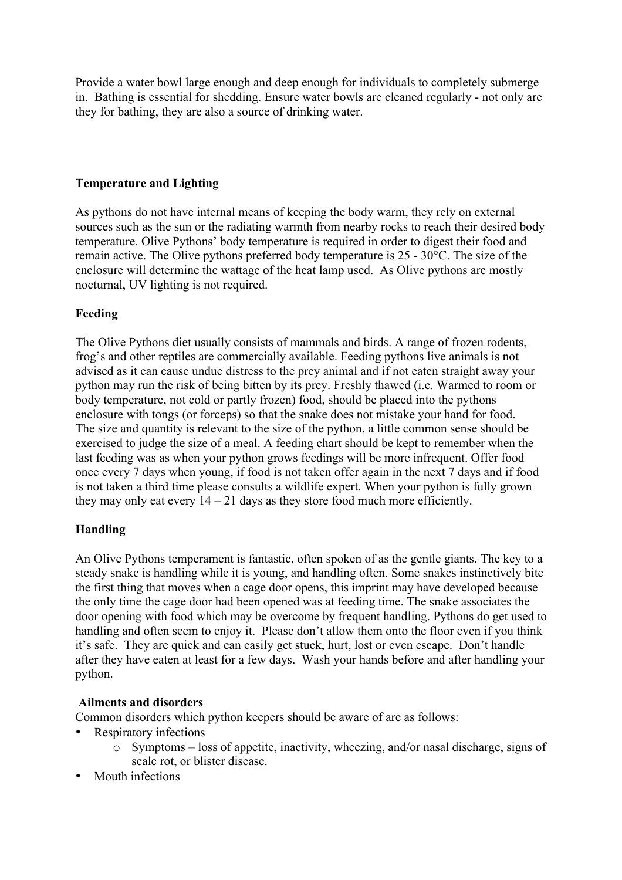Provide a water bowl large enough and deep enough for individuals to completely submerge in. Bathing is essential for shedding. Ensure water bowls are cleaned regularly - not only are they for bathing, they are also a source of drinking water.

**Temperature and Lighting**

As pythons do not have internal means of keeping the body warm, they rely on external sources such as the sun or the radiating warmth from nearby rocks to reach their desired body temperature. Olive Pythons' body temperature is required in order to digest their food and remain active. The Olive pythons preferred body temperature is 25 - 30°C. The size of the enclosure will determine the wattage of the heat lamp used. As Olive pythons are mostly nocturnal, UV lighting is not required.

**Feeding**

The Olive Pythons diet usually consists of mammals and birds. A range of frozen rodents, frog's and other reptiles are commercially available. Feeding pythons live animals is not advised as it can cause undue distress to the prey animal and if not eaten straight away your python may run the risk of being bitten by its prey. Freshly thawed (i.e. Warmed to room or body temperature, not cold or partly frozen) food, should be placed into the pythons enclosure with tongs (or forceps) so that the snake does not mistake your hand for food. The size and quantity is relevant to the size of the python, a little common sense should be exercised to judge the size of a meal. A feeding chart should be kept to remember when the last feeding was as when your python grows feedings will be more infrequent. Offer food once every 7 days when young, if food is not taken offer again in the next 7 days and if food is not taken a third time please consults a wildlife expert. When your python is fully grown they may only eat every 14 – 21 days as they store food much more efficiently.

**Handling**

An Olive Pythons temperament is fantastic, often spoken of as the gentle giants. The key to a steady snake is handling while it is young, and handling often. Some snakes instinctively bite the first thing that moves when a cage door opens, this imprint may have developed because the only time the cage door had been opened was at feeding time. The snake associates the door opening with food which may be overcome by frequent handling. Pythons do get used to handling and often seem to enjoy it. Please don't allow them onto the floor even if you think it's safe. They are quick and can easily get stuck, hurt, lost or even escape. Don't handle after they have eaten at least for a few days. Wash your hands before and after handling your python.

**Ailments and disorders**

Common disorders which python keepers should be aware of are as follows:

- Respiratory infections
  - Symptoms – loss of appetite, inactivity, wheezing, and/or nasal discharge, signs of scale rot, or blister disease.
- Mouth infections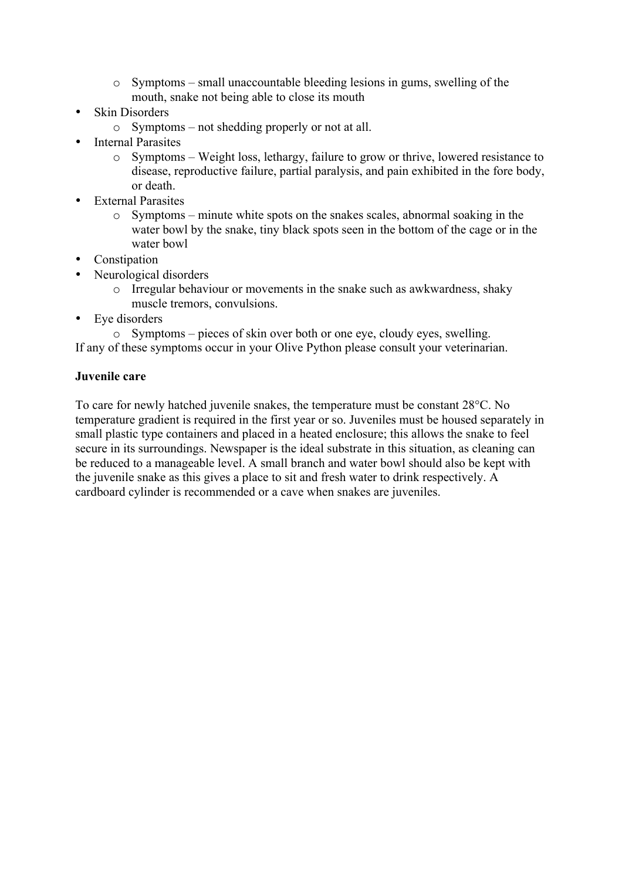- Symptoms – small unaccountable bleeding lesions in gums, swelling of the mouth, snake not being able to close its mouth
- Skin Disorders
  - Symptoms – not shedding properly or not at all.
- Internal Parasites
  - Symptoms – Weight loss, lethargy, failure to grow or thrive, lowered resistance to disease, reproductive failure, partial paralysis, and pain exhibited in the fore body, or death.
- External Parasites
  - Symptoms – minute white spots on the snakes scales, abnormal soaking in the water bowl by the snake, tiny black spots seen in the bottom of the cage or in the water bowl
- Constipation
- Neurological disorders
  - Irregular behaviour or movements in the snake such as awkwardness, shaky muscle tremors, convulsions.
- Eye disorders
  - Symptoms – pieces of skin over both or one eye, cloudy eyes, swelling.

If any of these symptoms occur in your Olive Python please consult your veterinarian.

**Juvenile care**

To care for newly hatched juvenile snakes, the temperature must be constant 28°C. No temperature gradient is required in the first year or so. Juveniles must be housed separately in small plastic type containers and placed in a heated enclosure; this allows the snake to feel secure in its surroundings. Newspaper is the ideal substrate in this situation, as cleaning can be reduced to a manageable level. A small branch and water bowl should also be kept with the juvenile snake as this gives a place to sit and fresh water to drink respectively. A cardboard cylinder is recommended or a cave when snakes are juveniles.